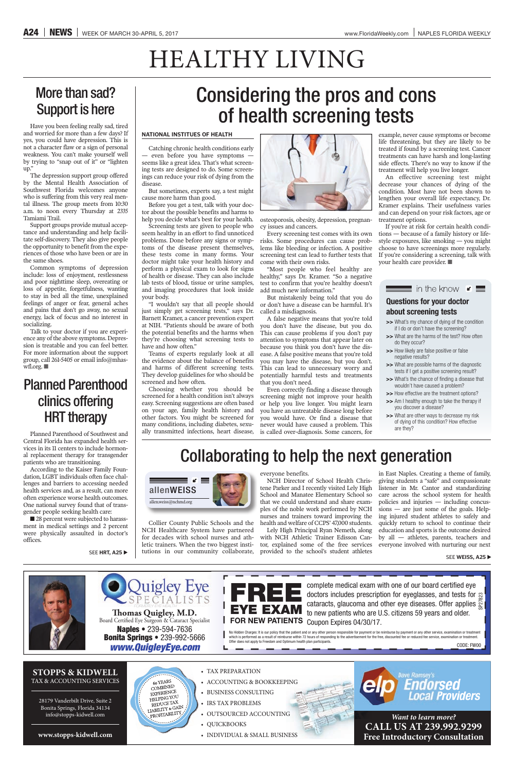# HEALTHY LIVING

## More than sad? Support is here

Have you been feeling really sad, tired and worried for more than a few days? If yes, you could have depression. This is not a character flaw or a sign of personal weakness. You can't make yourself well by trying to "snap out of it" or "lighten up."

The depression support group offered by the Mental Health Association of Southwest Florida welcomes anyone who is suffering from this very real mental illness. The group meets from 10:30 a.m. to noon every Thursday at 2335 Tamiami Trail.

Support groups provide mutual acceptance and understanding and help facilitate self-discovery. They also give people the opportunity to benefit from the experiences of those who have been or are in the same shoes.

Common symptoms of depression include: loss of enjoyment, restlessness and poor nighttime sleep, overeating or loss of appetite, forgetfulness, wanting to stay in bed all the time, unexplained feelings of anger or fear, general aches and pains that don't go away, no sexual energy, lack of focus and no interest in socializing.

Talk to your doctor if you are experience any of the above symptoms. Depression is treatable and you can feel better. For more information about the support group, call 261-5405 or email info@mhaswfl.org. ■

## Planned Parenthood clinics offering HRT therapy

Planned Parenthood of Southwest and Central Florida has expanded health services in its 11 centers to include hormonal replacement therapy for transgender patients who are transitioning.

According to the Kaiser Family Foundation, LGBT individuals often face challenges and barriers to accessing needed health services and, as a result, can more often experience worse health outcomes. One national survey found that of transgender people seeking health care:

■ 28 percent were subjected to harassment in medical settings and 2 percent were physically assaulted in doctor's offices.

SEE **HRT, A25** ▶

## Considering the pros and cons of health screening tests

**NATIONAL INSTITUTES OF HEALTH**

Catching chronic health conditions early — even before you have symptoms — seems like a great idea. That's what screening tests are designed to do. Some screenings can reduce your risk of dying from the disease.

But sometimes, experts say, a test might cause more harm than good.

Before you get a test, talk with your doctor about the possible benefits and harms to help you decide what's best for your health.

Screening tests are given to people who seem healthy in an effort to find unnoticed problems. Done before any signs or symptoms of the disease present themselves, these tests come in many forms. Your doctor might take your health history and perform a physical exam to look for signs of health or disease. They can also include lab tests of blood, tissue or urine samples, and imaging procedures that look inside your body.

"I wouldn't say that all people should just simply get screening tests," says Dr. Barnett Kramer, a cancer prevention expert at NIH. "Patients should be aware of both the potential benefits and the harms when they're choosing what screening tests to have and how often."

Teams of experts regularly look at all the evidence about the balance of benefits and harms of different screening tests. They develop guidelines for who should be screened and how often.

Choosing whether you should be screened for a health condition isn't always easy. Screening suggestions are often based on your age, family health history and other factors. You might be screened for many conditions, including diabetes, sexually transmitted infections, heart disease, osteoporosis, obesity, depression, pregnancy issues and cancers.

Every screening test comes with its own risks. Some procedures can cause problems like bleeding or infection. A positive screening test can lead to further tests that come with their own risks.

"Most people who feel healthy are healthy," says Dr. Kramer. "So a negative test to confirm that you're healthy doesn't add much new information."

But mistakenly being told that you do or don't have a disease can be harmful. It's called a misdiagnosis.

A false negative means that you're told you don't have the disease, but you do. This can cause problems if you don't pay attention to symptoms that appear later on because you think you don't have the disease. A false positive means that you're told you have the disease, but you don't. This can lead to unnecessary worry and potentially harmful tests and treatments that you don't need.

Even correctly finding a disease through screening might not improve your health or help you live longer. You might learn you have an untreatable disease long before you would have. Or find a disease that never would have caused a problem. This is called over-diagnosis. Some cancers, for example, never cause symptoms or become life threatening, but they are likely to be treated if found by a screening test. Cancer treatments can have harsh and long-lasting side effects. There's no way to know if the treatment will help you live longer.

An effective screening test might decrease your chances of dying of the condition. Most have not been shown to lengthen your overall life expectancy, Dr. Kramer explains. Their usefulness varies and can depend on your risk factors, age or treatment options.

If you're at risk for certain health conditions — because of a family history or lifestyle exposures, like smoking — you might choose to have screenings more regularly. If you're considering a screening, talk with your health care provider. ■

### in the know

#### Questions for your doctor about screening tests

- >> What's my chance of dying of the condition if I do or don't have the screening?
- >> What are the harms of the test? How often do they occur?
- >> How likely are false positive or false negative results?
- >> What are possible harms of the diagnostic tests if I get a positive screening result?
- >> What's the chance of finding a disease that wouldn't have caused a problem?
- >> How effective are the treatment options?
- >> Am I healthy enough to take the therapy if you discover a disease?
- >> What are other ways to decrease my risk of dying of this condition? How effective are they?

## Collaborating to help the next generation

**allen WEISS**
allen.weiss@nchmd.org

Collier County Public Schools and the NCH Healthcare System have partnered for decades with school nurses and athletic trainers. When the two biggest institutions in our community collaborate, everyone benefits.

NCH Director of School Health Christene Parker and I recently visited Lely High School and Manatee Elementary School so that we could understand and share examples of the noble work performed by NCH nurses and trainers toward improving the health and welfare of CCPS' 47,000 students.

Lely High Principal Ryan Nemeth, along with NCH Athletic Trainer Edisson Cantor, explained some of the free services provided to the school's student athletes in East Naples. Creating a theme of family, giving students a "safe" and compassionate listener in Mr. Cantor and standardizing care across the school system for health policies and injuries — including concussions — are just some of the goals. Helping injured student athletes to safely and quickly return to school to continue their education and sports is the outcome desired by all — athletes, parents, teachers and everyone involved with nurturing our next

SEE **WEISS, A25** ▶

---

**Quigley Eye SPECIALISTS**
FORMERLY EYE HEALTH

**Thomas Quigley, M.D.**
Board Certified Eye Surgeon & Cataract Specialist

**Naples** • 239-594-7636
**Bonita Springs** • 239-992-5666
***www.QuigleyEye.com***

**FREE EYE EXAM FOR NEW PATIENTS** complete medical exam with one of our board certified eye doctors includes prescription for eyeglasses, and tests for cataracts, glaucoma and other eye diseases. Offer applies to new patients who are U.S. citizens 59 years and older. Coupon Expires 04/30/17.

SP27823

No Hidden Charges: It is our policy that the patient and or any other person responsible for payment or be reimburse by payment or any other service, examination or treatment which is performed as a result of reimburse within 72 hours of responding to the advertisement for the free, discounted fee or reduced fee service, examination or treatment. Offer does not apply to Freedom and Optimum health plan participants.

CODE: FW00

---

**STOPPS & KIDWELL**
TAX & ACCOUNTING SERVICES

28179 Vanderbilt Drive, Suite 2
Bonita Springs, Florida 34134
info@stopps-kidwell.com

**www.stopps-kidwell.com**

60 YEARS COMBINED EXPERIENCE HELPING YOU REDUCE TAX LIABILITY & GAIN PROFITABILITY

- TAX PREPARATION
- ACCOUNTING & BOOKKEEPING
- BUSINESS CONSULTING
- IRS TAX PROBLEMS
- OUTSOURCED ACCOUNTING
- QUICKBOOKS
- INDIVIDUAL & SMALL BUSINESS

elp Dave Ramsey's Endorsed Local Providers

*Want to learn more?*
**CALL US AT 239.992.9299**
**Free Introductory Consultation**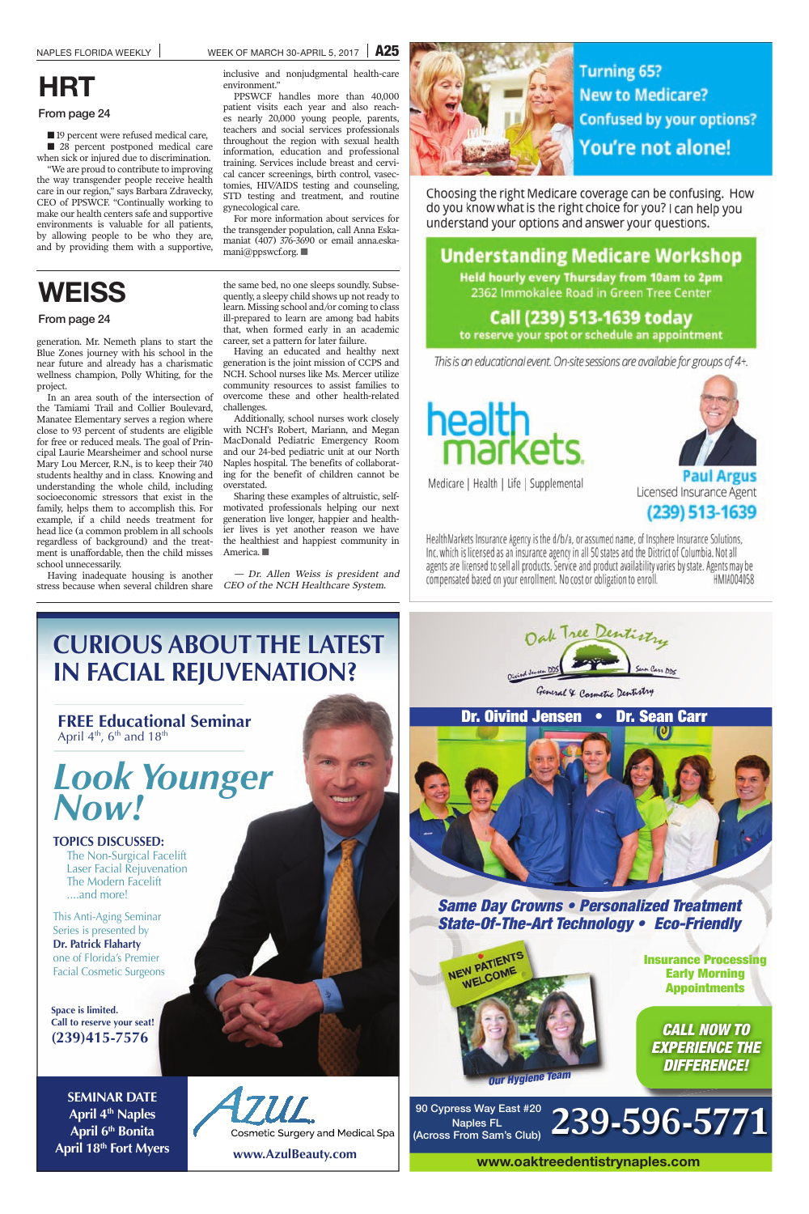# HRT

From page 24

■ 19 percent were refused medical care,

■ 28 percent postponed medical care when sick or injured due to discrimination.

"We are proud to contribute to improving the way transgender people receive health care in our region," says Barbara Zdravecky, CEO of PPSWCF. "Continually working to make our health centers safe and supportive environments is valuable for all patients, by allowing people to be who they are, and by providing them with a supportive, inclusive and nonjudgmental health-care environment."

PPSWCF handles more than 40,000 patient visits each year and also reaches nearly 20,000 young people, parents, teachers and social services professionals throughout the region with sexual health information, education and professional training. Services include breast and cervical cancer screenings, birth control, vasectomies, HIV/AIDS testing and counseling, STD testing and treatment, and routine gynecological care.

For more information about services for the transgender population, call Anna Eskamaniat (407) 376-3690 or email anna.eskamani@ppswcf.org. ■

# WEISS

From page 24

generation. Mr. Nemeth plans to start the Blue Zones journey with his school in the near future and already has a charismatic wellness champion, Polly Whiting, for the project.

In an area south of the intersection of the Tamiami Trail and Collier Boulevard, Manatee Elementary serves a region where close to 93 percent of students are eligible for free or reduced meals. The goal of Principal Laurie Mearsheimer and school nurse Mary Lou Mercer, R.N., is to keep their 740 students healthy and in class. Knowing and understanding the whole child, including socioeconomic stressors that exist in the family, helps them to accomplish this. For example, if a child needs treatment for head lice (a common problem in all schools regardless of background) and the treatment is unaffordable, then the child misses school unnecessarily.

Having inadequate housing is another stress because when several children share the same bed, no one sleeps soundly. Subsequently, a sleepy child shows up not ready to learn. Missing school and/or coming to class ill-prepared to learn are among bad habits that, when formed early in an academic career, set a pattern for later failure.

Having an educated and healthy next generation is the joint mission of CCPS and NCH. School nurses like Ms. Mercer utilize community resources to assist families to overcome these and other health-related challenges.

Additionally, school nurses work closely with NCH's Robert, Mariann, and Megan MacDonald Pediatric Emergency Room and our 24-bed pediatric unit at our North Naples hospital. The benefits of collaborating for the benefit of children cannot be overstated.

Sharing these examples of altruistic, self-motivated professionals helping our next generation live longer, happier and healthier lives is yet another reason we have the healthiest and happiest community in America. ■

*— Dr. Allen Weiss is president and CEO of the NCH Healthcare System.*

---

**Turning 65? New to Medicare? Confused by your options? You're not alone!**

Choosing the right Medicare coverage can be confusing. How do you know what is the right choice for you? I can help you understand your options and answer your questions.

**Understanding Medicare Workshop**
Held hourly every Thursday from 10am to 2pm
2362 Immokalee Road in Green Tree Center
**Call (239) 513-1639 today**
to reserve your spot or schedule an appointment

*This is an educational event. On-site sessions are available for groups of 4+.*

healthmarkets
Medicare | Health | Life | Supplemental

**Paul Argus**
Licensed Insurance Agent
**(239) 513-1639**

HealthMarkets Insurance Agency is the d/b/a, or assumed name, of Insphere Insurance Solutions, Inc. which is licensed as an insurance agency in all 50 states and the District of Columbia. Not all agents are licensed to sell all products. Service and product availability varies by state. Agents may be compensated based on your enrollment. No cost or obligation to enroll. #MIA004058

---

**CURIOUS ABOUT THE LATEST IN FACIAL REJUVENATION?**

**FREE Educational Seminar**
April 4th, 6th and 18th

***Look Younger Now!***

**TOPICS DISCUSSED:**
The Non-Surgical Facelift
Laser Facial Rejuvenation
The Modern Facelift
....and more!

This Anti-Aging Seminar Series is presented by **Dr. Patrick Flaharty** one of Florida's Premier Facial Cosmetic Surgeons

**Space is limited. Call to reserve your seat! (239)415-7576**

**SEMINAR DATE**
**April 4th Naples**
**April 6th Bonita**
**April 18th Fort Myers**

AZUL
Cosmetic Surgery and Medical Spa
**www.AzulBeauty.com**

---

Oak Tree Dentistry
Oivind Jensen DDS · Sean Carr DDS
General & Cosmetic Dentistry

**Dr. Oivind Jensen • Dr. Sean Carr**

***Same Day Crowns • Personalized Treatment***
***State-Of-The-Art Technology • Eco-Friendly***

NEW PATIENTS WELCOME

*Our Hygiene Team*

**Insurance Processing**
**Early Morning Appointments**

***CALL NOW TO EXPERIENCE THE DIFFERENCE!***

90 Cypress Way East #20
Naples FL
(Across From Sam's Club)

**239-596-5771**

**www.oaktreedentistrynaples.com**